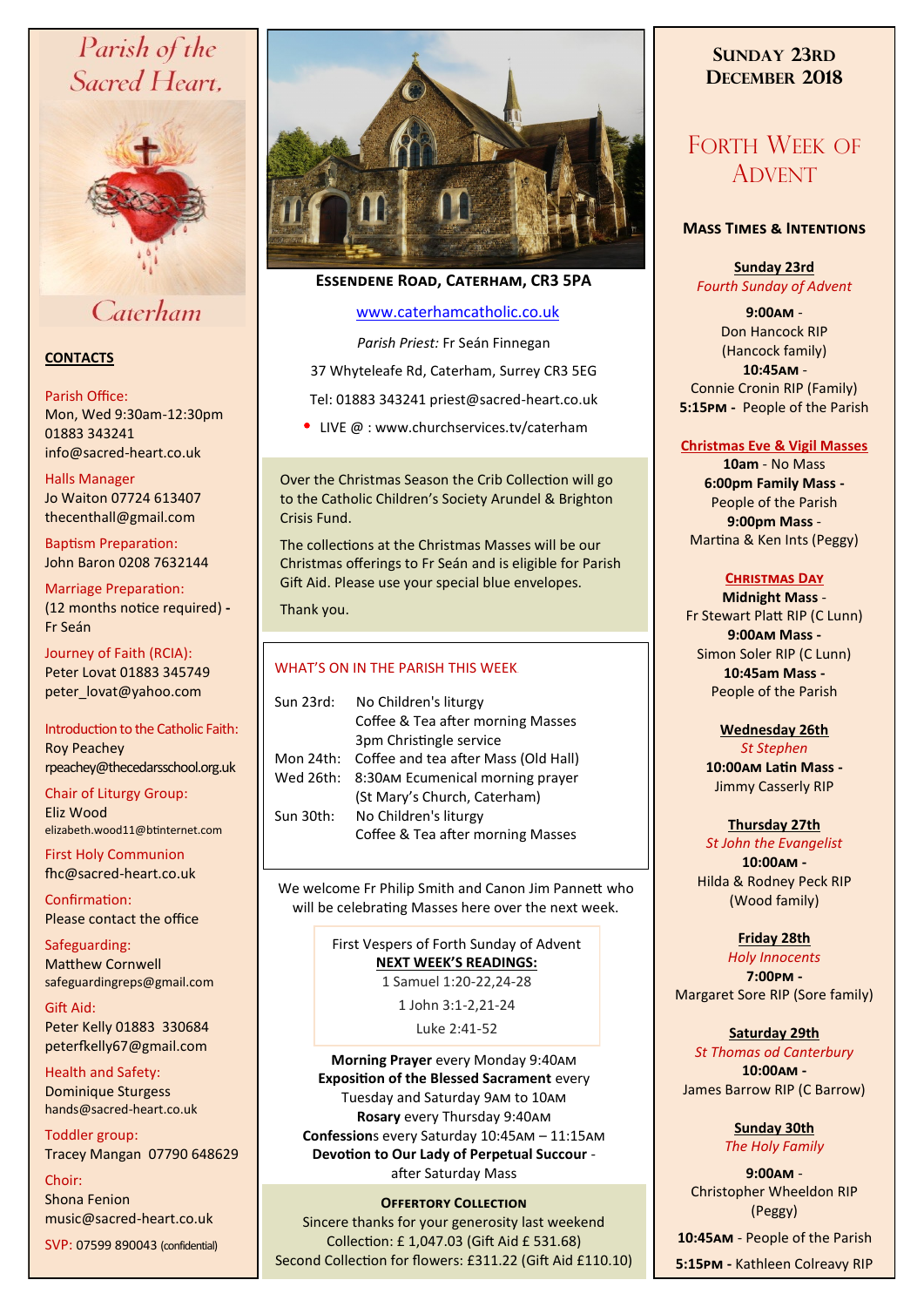# Parish of the Sacred Heart, Caterham

## CONTACTS

Parish Office:
Mon, Wed 9:30am-12:30pm
01883 343241
info@sacred-heart.co.uk

Halls Manager
Jo Waiton 07724 613407
thecenthall@gmail.com

Baptism Preparation:
John Baron 0208 7632144

Marriage Preparation:
(12 months notice required) - Fr Seán

Journey of Faith (RCIA):
Peter Lovat 01883 345749
peter_lovat@yahoo.com

Introduction to the Catholic Faith:
Roy Peachey
rpeachey@thecedarsschool.org.uk

Chair of Liturgy Group:
Eliz Wood
elizabeth.wood11@btinternet.com

First Holy Communion
fhc@sacred-heart.co.uk

Confirmation:
Please contact the office

Safeguarding:
Matthew Cornwell
safeguardingreps@gmail.com

Gift Aid:
Peter Kelly 01883 330684
peterfkelly67@gmail.com

Health and Safety:
Dominique Sturgess
hands@sacred-heart.co.uk

Toddler group:
Tracey Mangan 07790 648629

Choir:
Shona Fenion
music@sacred-heart.co.uk

SVP: 07599 890043 (confidential)

**ESSENDENE ROAD, CATERHAM, CR3 5PA**

www.caterhamcatholic.co.uk

*Parish Priest:* Fr Seán Finnegan

37 Whyteleafe Rd, Caterham, Surrey CR3 5EG

Tel: 01883 343241 priest@sacred-heart.co.uk

- LIVE @ : www.churchservices.tv/caterham

Over the Christmas Season the Crib Collection will go to the Catholic Children's Society Arundel & Brighton Crisis Fund.

The collections at the Christmas Masses will be our Christmas offerings to Fr Seán and is eligible for Parish Gift Aid. Please use your special blue envelopes.

Thank you.

### WHAT'S ON IN THE PARISH THIS WEEK

| | |
|---|---|
| Sun 23rd: | No Children's liturgy |
| | Coffee & Tea after morning Masses |
| | 3pm Christingle service |
| Mon 24th: | Coffee and tea after Mass (Old Hall) |
| Wed 26th: | 8:30AM Ecumenical morning prayer (St Mary's Church, Caterham) |
| Sun 30th: | No Children's liturgy |
| | Coffee & Tea after morning Masses |

We welcome Fr Philip Smith and Canon Jim Pannett who will be celebrating Masses here over the next week.

First Vespers of Forth Sunday of Advent
**NEXT WEEK'S READINGS:**
1 Samuel 1:20-22,24-28
1 John 3:1-2,21-24
Luke 2:41-52

**Morning Prayer** every Monday 9:40AM
**Exposition of the Blessed Sacrament** every Tuesday and Saturday 9AM to 10AM
**Rosary** every Thursday 9:40AM
**Confessions** every Saturday 10:45AM – 11:15AM
**Devotion to Our Lady of Perpetual Succour** - after Saturday Mass

**OFFERTORY COLLECTION**
Sincere thanks for your generosity last weekend
Collection: £ 1,047.03 (Gift Aid £ 531.68)
Second Collection for flowers: £311.22 (Gift Aid £110.10)

## SUNDAY 23RD DECEMBER 2018

## FORTH WEEK OF ADVENT

### MASS TIMES & INTENTIONS

**Sunday 23rd**
*Fourth Sunday of Advent*
**9:00AM** - Don Hancock RIP (Hancock family)
**10:45AM** - Connie Cronin RIP (Family)
**5:15PM** - People of the Parish

**Christmas Eve & Vigil Masses**
**10am** - No Mass
**6:00pm Family Mass** - People of the Parish
**9:00pm Mass** - Martina & Ken Ints (Peggy)

**CHRISTMAS DAY**
**Midnight Mass** - Fr Stewart Platt RIP (C Lunn)
**9:00AM Mass** - Simon Soler RIP (C Lunn)
**10:45am Mass** - People of the Parish

**Wednesday 26th**
*St Stephen*
**10:00AM Latin Mass** - Jimmy Casserly RIP

**Thursday 27th**
*St John the Evangelist*
**10:00AM** - Hilda & Rodney Peck RIP (Wood family)

**Friday 28th**
*Holy Innocents*
**7:00PM** - Margaret Sore RIP (Sore family)

**Saturday 29th**
*St Thomas od Canterbury*
**10:00AM** - James Barrow RIP (C Barrow)

**Sunday 30th**
*The Holy Family*
**9:00AM** - Christopher Wheeldon RIP (Peggy)
**10:45AM** - People of the Parish
**5:15PM** - Kathleen Colreavy RIP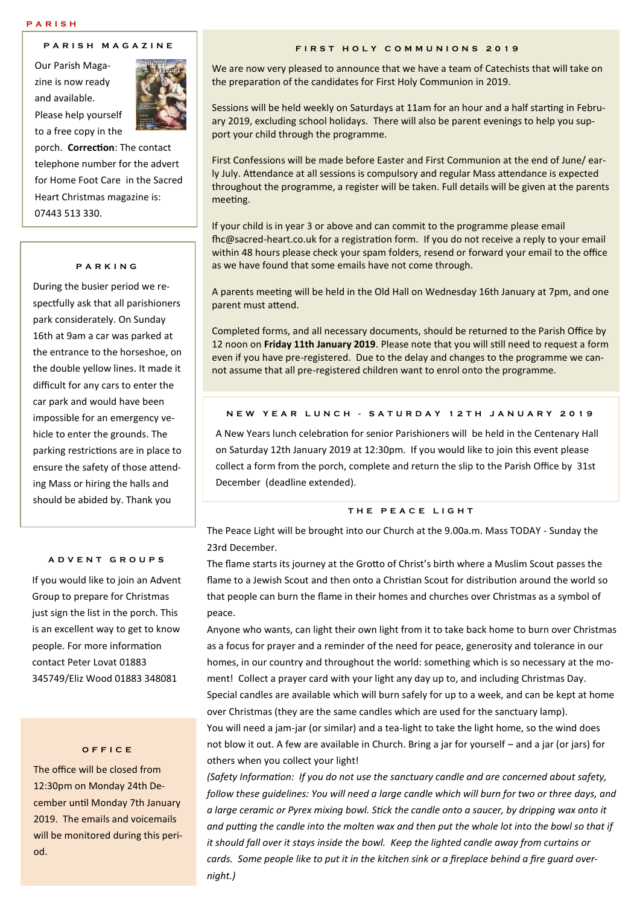## PARISH MAGAZINE

Our Parish Magazine is now ready and available. Please help yourself to a free copy in the porch. **Correction**: The contact telephone number for the advert for Home Foot Care in the Sacred Heart Christmas magazine is: 07443 513 330.

## PARKING

During the busier period we respectfully ask that all parishioners park considerately. On Sunday 16th at 9am a car was parked at the entrance to the horseshoe, on the double yellow lines. It made it difficult for any cars to enter the car park and would have been impossible for an emergency vehicle to enter the grounds. The parking restrictions are in place to ensure the safety of those attending Mass or hiring the halls and should be abided by. Thank you

## ADVENT GROUPS

If you would like to join an Advent Group to prepare for Christmas just sign the list in the porch. This is an excellent way to get to know people. For more information contact Peter Lovat 01883 345749/Eliz Wood 01883 348081

## OFFICE

The office will be closed from 12:30pm on Monday 24th December until Monday 7th January 2019. The emails and voicemails will be monitored during this period.

## FIRST HOLY COMMUNIONS 2019

We are now very pleased to announce that we have a team of Catechists that will take on the preparation of the candidates for First Holy Communion in 2019.

Sessions will be held weekly on Saturdays at 11am for an hour and a half starting in February 2019, excluding school holidays. There will also be parent evenings to help you support your child through the programme.

First Confessions will be made before Easter and First Communion at the end of June/ early July. Attendance at all sessions is compulsory and regular Mass attendance is expected throughout the programme, a register will be taken. Full details will be given at the parents meeting.

If your child is in year 3 or above and can commit to the programme please email fhc@sacred-heart.co.uk for a registration form. If you do not receive a reply to your email within 48 hours please check your spam folders, resend or forward your email to the office as we have found that some emails have not come through.

A parents meeting will be held in the Old Hall on Wednesday 16th January at 7pm, and one parent must attend.

Completed forms, and all necessary documents, should be returned to the Parish Office by 12 noon on **Friday 11th January 2019**. Please note that you will still need to request a form even if you have pre-registered. Due to the delay and changes to the programme we cannot assume that all pre-registered children want to enrol onto the programme.

## NEW YEAR LUNCH - SATURDAY 12TH JANUARY 2019

A New Years lunch celebration for senior Parishioners will be held in the Centenary Hall on Saturday 12th January 2019 at 12:30pm. If you would like to join this event please collect a form from the porch, complete and return the slip to the Parish Office by 31st December (deadline extended).

## THE PEACE LIGHT

The Peace Light will be brought into our Church at the 9.00a.m. Mass TODAY - Sunday the 23rd December.

The flame starts its journey at the Grotto of Christ's birth where a Muslim Scout passes the flame to a Jewish Scout and then onto a Christian Scout for distribution around the world so that people can burn the flame in their homes and churches over Christmas as a symbol of peace.

Anyone who wants, can light their own light from it to take back home to burn over Christmas as a focus for prayer and a reminder of the need for peace, generosity and tolerance in our homes, in our country and throughout the world: something which is so necessary at the moment! Collect a prayer card with your light any day up to, and including Christmas Day. Special candles are available which will burn safely for up to a week, and can be kept at home over Christmas (they are the same candles which are used for the sanctuary lamp).

You will need a jam-jar (or similar) and a tea-light to take the light home, so the wind does not blow it out. A few are available in Church. Bring a jar for yourself – and a jar (or jars) for others when you collect your light!

*(Safety Information: If you do not use the sanctuary candle and are concerned about safety, follow these guidelines: You will need a large candle which will burn for two or three days, and a large ceramic or Pyrex mixing bowl. Stick the candle onto a saucer, by dripping wax onto it and putting the candle into the molten wax and then put the whole lot into the bowl so that if it should fall over it stays inside the bowl. Keep the lighted candle away from curtains or cards. Some people like to put it in the kitchen sink or a fireplace behind a fire guard overnight.)*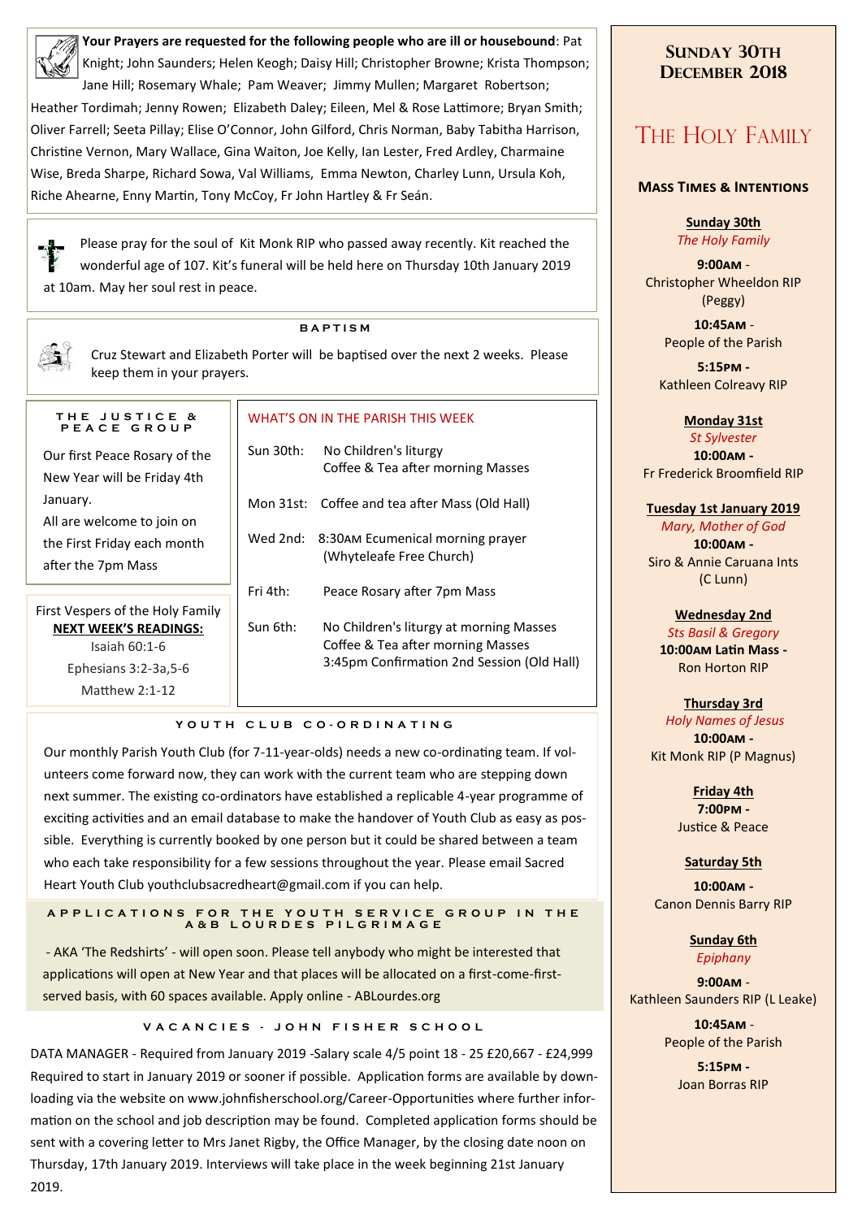**Your Prayers are requested for the following people who are ill or housebound**: Pat Knight; John Saunders; Helen Keogh; Daisy Hill; Christopher Browne; Krista Thompson; Jane Hill; Rosemary Whale; Pam Weaver; Jimmy Mullen; Margaret Robertson; Heather Tordimah; Jenny Rowen; Elizabeth Daley; Eileen, Mel & Rose Lattimore; Bryan Smith; Oliver Farrell; Seeta Pillay; Elise O'Connor, John Gilford, Chris Norman, Baby Tabitha Harrison, Christine Vernon, Mary Wallace, Gina Waiton, Joe Kelly, Ian Lester, Fred Ardley, Charmaine Wise, Breda Sharpe, Richard Sowa, Val Williams, Emma Newton, Charley Lunn, Ursula Koh, Riche Ahearne, Enny Martin, Tony McCoy, Fr John Hartley & Fr Seán.

Please pray for the soul of Kit Monk RIP who passed away recently. Kit reached the wonderful age of 107. Kit's funeral will be held here on Thursday 10th January 2019 at 10am. May her soul rest in peace.

### BAPTISM

Cruz Stewart and Elizabeth Porter will be baptised over the next 2 weeks. Please keep them in your prayers.

### THE JUSTICE & PEACE GROUP

Our first Peace Rosary of the New Year will be Friday 4th January.
All are welcome to join on the First Friday each month after the 7pm Mass

First Vespers of the Holy Family

**NEXT WEEK'S READINGS:**

Isaiah 60:1-6
Ephesians 3:2-3a,5-6
Matthew 2:1-12

### WHAT'S ON IN THE PARISH THIS WEEK

| | |
|---|---|
| Sun 30th: | No Children's liturgy<br>Coffee & Tea after morning Masses |
| Mon 31st: | Coffee and tea after Mass (Old Hall) |
| Wed 2nd: | 8:30AM Ecumenical morning prayer (Whyteleafe Free Church) |
| Fri 4th: | Peace Rosary after 7pm Mass |
| Sun 6th: | No Children's liturgy at morning Masses<br>Coffee & Tea after morning Masses<br>3:45pm Confirmation 2nd Session (Old Hall) |

### YOUTH CLUB CO-ORDINATING

Our monthly Parish Youth Club (for 7-11-year-olds) needs a new co-ordinating team. If volunteers come forward now, they can work with the current team who are stepping down next summer. The existing co-ordinators have established a replicable 4-year programme of exciting activities and an email database to make the handover of Youth Club as easy as possible. Everything is currently booked by one person but it could be shared between a team who each take responsibility for a few sessions throughout the year. Please email Sacred Heart Youth Club youthclubsacredheart@gmail.com if you can help.

### APPLICATIONS FOR THE YOUTH SERVICE GROUP IN THE A&B LOURDES PILGRIMAGE

- AKA 'The Redshirts' - will open soon. Please tell anybody who might be interested that applications will open at New Year and that places will be allocated on a first-come-first-served basis, with 60 spaces available. Apply online - ABLourdes.org

### VACANCIES - JOHN FISHER SCHOOL

DATA MANAGER - Required from January 2019 -Salary scale 4/5 point 18 - 25 £20,667 - £24,999 Required to start in January 2019 or sooner if possible. Application forms are available by downloading via the website on www.johnfisherschool.org/Career-Opportunities where further information on the school and job description may be found. Completed application forms should be sent with a covering letter to Mrs Janet Rigby, the Office Manager, by the closing date noon on Thursday, 17th January 2019. Interviews will take place in the week beginning 21st January 2019.

## Sunday 30th December 2018

# The Holy Family

### Mass Times & Intentions

**Sunday 30th**
*The Holy Family*

**9:00AM** - Christopher Wheeldon RIP (Peggy)

**10:45AM** - People of the Parish

**5:15PM** - Kathleen Colreavy RIP

**Monday 31st**
*St Sylvester*
**10:00AM** - Fr Frederick Broomfield RIP

**Tuesday 1st January 2019**
*Mary, Mother of God*
**10:00AM** - Siro & Annie Caruana Ints (C Lunn)

**Wednesday 2nd**
*Sts Basil & Gregory*
**10:00AM Latin Mass** - Ron Horton RIP

**Thursday 3rd**
*Holy Names of Jesus*
**10:00AM** - Kit Monk RIP (P Magnus)

**Friday 4th**
**7:00PM** - Justice & Peace

**Saturday 5th**
**10:00AM** - Canon Dennis Barry RIP

**Sunday 6th**
*Epiphany*

**9:00AM** - Kathleen Saunders RIP (L Leake)

**10:45AM** - People of the Parish

**5:15PM** - Joan Borras RIP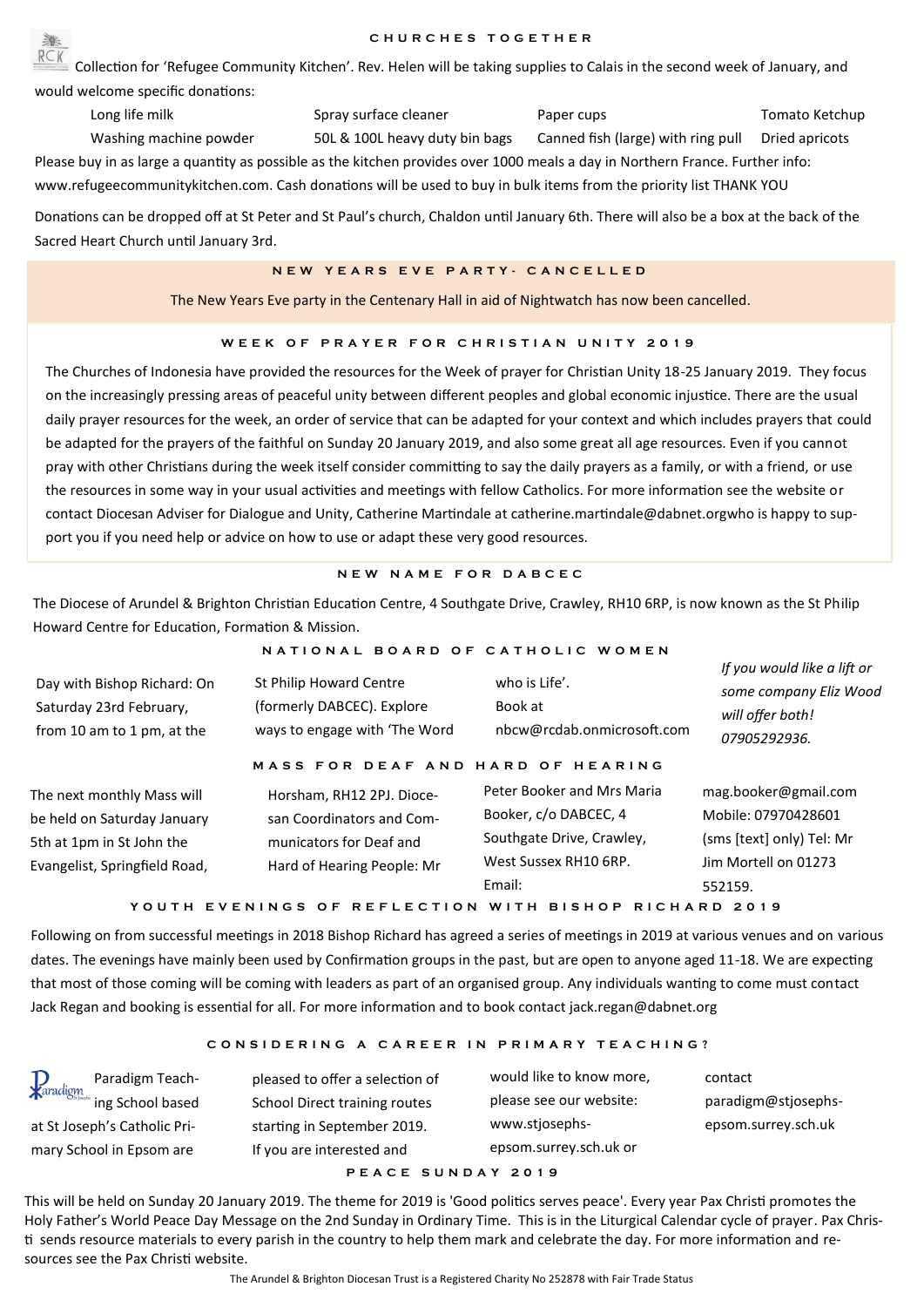## CHURCHES TOGETHER

Collection for 'Refugee Community Kitchen'. Rev. Helen will be taking supplies to Calais in the second week of January, and would welcome specific donations:

| | | | |
|---|---|---|---|
| Long life milk | Spray surface cleaner | Paper cups | Tomato Ketchup |
| Washing machine powder | 50L & 100L heavy duty bin bags | Canned fish (large) with ring pull | Dried apricots |

Please buy in as large a quantity as possible as the kitchen provides over 1000 meals a day in Northern France. Further info: www.refugeecommunitykitchen.com. Cash donations will be used to buy in bulk items from the priority list THANK YOU

Donations can be dropped off at St Peter and St Paul's church, Chaldon until January 6th. There will also be a box at the back of the Sacred Heart Church until January 3rd.

## NEW YEARS EVE PARTY- CANCELLED

The New Years Eve party in the Centenary Hall in aid of Nightwatch has now been cancelled.

## WEEK OF PRAYER FOR CHRISTIAN UNITY 2019

The Churches of Indonesia have provided the resources for the Week of prayer for Christian Unity 18-25 January 2019. They focus on the increasingly pressing areas of peaceful unity between different peoples and global economic injustice. There are the usual daily prayer resources for the week, an order of service that can be adapted for your context and which includes prayers that could be adapted for the prayers of the faithful on Sunday 20 January 2019, and also some great all age resources. Even if you cannot pray with other Christians during the week itself consider committing to say the daily prayers as a family, or with a friend, or use the resources in some way in your usual activities and meetings with fellow Catholics. For more information see the website or contact Diocesan Adviser for Dialogue and Unity, Catherine Martindale at catherine.martindale@dabnet.orgwho is happy to support you if you need help or advice on how to use or adapt these very good resources.

## NEW NAME FOR DABCEC

The Diocese of Arundel & Brighton Christian Education Centre, 4 Southgate Drive, Crawley, RH10 6RP, is now known as the St Philip Howard Centre for Education, Formation & Mission.

## NATIONAL BOARD OF CATHOLIC WOMEN

Day with Bishop Richard: On Saturday 23rd February, from 10 am to 1 pm, at the St Philip Howard Centre (formerly DABCEC). Explore ways to engage with 'The Word who is Life'. Book at nbcw@rcdab.onmicrosoft.com

*If you would like a lift or some company Eliz Wood will offer both! 07905292936.*

## MASS FOR DEAF AND HARD OF HEARING

The next monthly Mass will be held on Saturday January 5th at 1pm in St John the Evangelist, Springfield Road, Horsham, RH12 2PJ. Diocesan Coordinators and Communicators for Deaf and Hard of Hearing People: Mr Peter Booker and Mrs Maria Booker, c/o DABCEC, 4 Southgate Drive, Crawley, West Sussex RH10 6RP. Email: mag.booker@gmail.com Mobile: 07970428601 (sms [text] only) Tel: Mr Jim Mortell on 01273 552159.

## YOUTH EVENINGS OF REFLECTION WITH BISHOP RICHARD 2019

Following on from successful meetings in 2018 Bishop Richard has agreed a series of meetings in 2019 at various venues and on various dates. The evenings have mainly been used by Confirmation groups in the past, but are open to anyone aged 11-18. We are expecting that most of those coming will be coming with leaders as part of an organised group. Any individuals wanting to come must contact Jack Regan and booking is essential for all. For more information and to book contact jack.regan@dabnet.org

## CONSIDERING A CAREER IN PRIMARY TEACHING?

Paradigm Teaching School based at St Joseph's Catholic Primary School in Epsom are pleased to offer a selection of School Direct training routes starting in September 2019. If you are interested and would like to know more, please see our website: www.stjosephs-epsom.surrey.sch.uk or contact paradigm@stjosephs-epsom.surrey.sch.uk

## PEACE SUNDAY 2019

This will be held on Sunday 20 January 2019. The theme for 2019 is 'Good politics serves peace'. Every year Pax Christi promotes the Holy Father's World Peace Day Message on the 2nd Sunday in Ordinary Time. This is in the Liturgical Calendar cycle of prayer. Pax Christi sends resource materials to every parish in the country to help them mark and celebrate the day. For more information and resources see the Pax Christi website.

The Arundel & Brighton Diocesan Trust is a Registered Charity No 252878 with Fair Trade Status